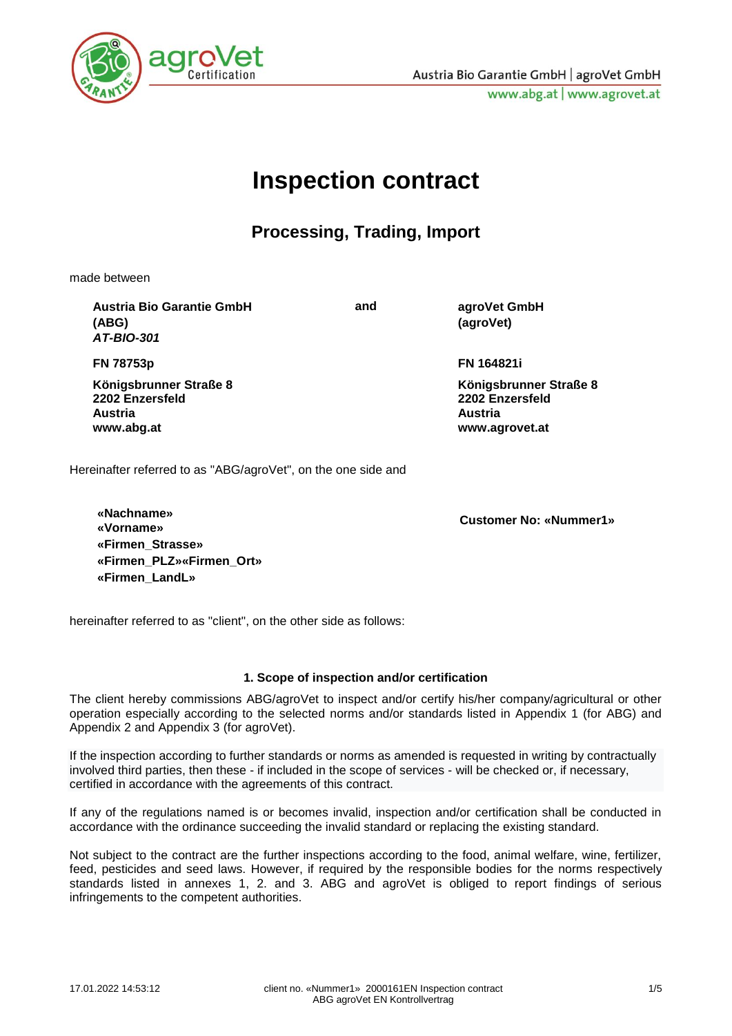# Inspection contract

## Processing, Trading, Import

made between

| **Austria Bio Garantie GmbH (ABG)** ***AT-BIO-301*** | **and** | **agroVet GmbH (agroVet)** |
|---|---|---|
| **FN 78753p** | | **FN 164821i** |
| **Königsbrunner Straße 8** **2202 Enzersfeld** **Austria** **www.abg.at** | | **Königsbrunner Straße 8** **2202 Enzersfeld** **Austria** **www.agrovet.at** |

Hereinafter referred to as "ABG/agroVet", on the one side and

**«Nachname»**
**«Vorname»**
**«Firmen_Strasse»**
**«Firmen_PLZ»«Firmen_Ort»**
**«Firmen_LandL»**

**Customer No: «Nummer1»**

hereinafter referred to as "client", on the other side as follows:

### 1. Scope of inspection and/or certification

The client hereby commissions ABG/agroVet to inspect and/or certify his/her company/agricultural or other operation especially according to the selected norms and/or standards listed in Appendix 1 (for ABG) and Appendix 2 and Appendix 3 (for agroVet).

If the inspection according to further standards or norms as amended is requested in writing by contractually involved third parties, then these - if included in the scope of services - will be checked or, if necessary, certified in accordance with the agreements of this contract.

If any of the regulations named is or becomes invalid, inspection and/or certification shall be conducted in accordance with the ordinance succeeding the invalid standard or replacing the existing standard.

Not subject to the contract are the further inspections according to the food, animal welfare, wine, fertilizer, feed, pesticides and seed laws. However, if required by the responsible bodies for the norms respectively standards listed in annexes 1, 2. and 3. ABG and agroVet is obliged to report findings of serious infringements to the competent authorities.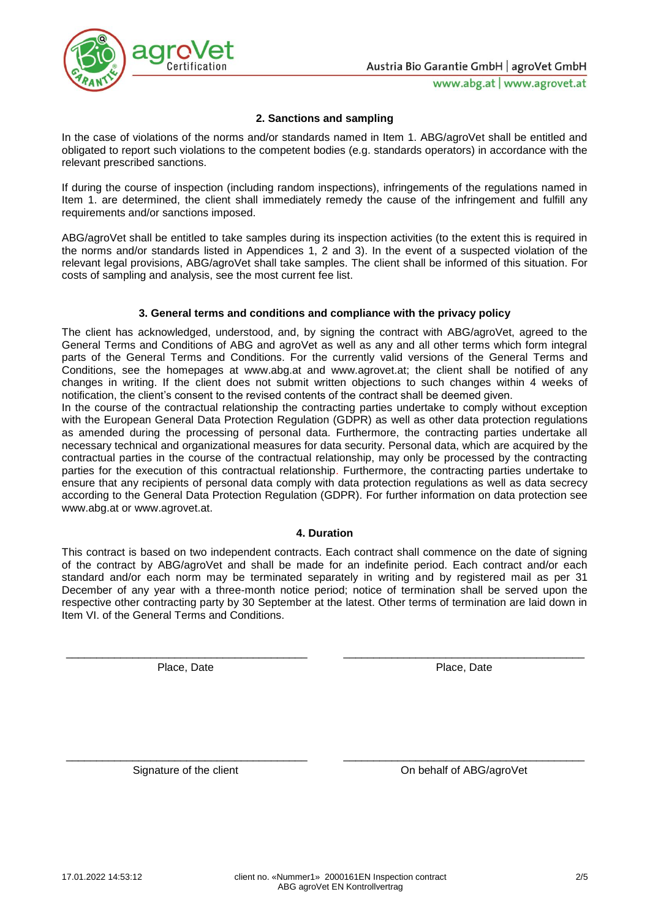## 2. Sanctions and sampling

In the case of violations of the norms and/or standards named in Item 1. ABG/agroVet shall be entitled and obligated to report such violations to the competent bodies (e.g. standards operators) in accordance with the relevant prescribed sanctions.

If during the course of inspection (including random inspections), infringements of the regulations named in Item 1. are determined, the client shall immediately remedy the cause of the infringement and fulfill any requirements and/or sanctions imposed.

ABG/agroVet shall be entitled to take samples during its inspection activities (to the extent this is required in the norms and/or standards listed in Appendices 1, 2 and 3). In the event of a suspected violation of the relevant legal provisions, ABG/agroVet shall take samples. The client shall be informed of this situation. For costs of sampling and analysis, see the most current fee list.

## 3. General terms and conditions and compliance with the privacy policy

The client has acknowledged, understood, and, by signing the contract with ABG/agroVet, agreed to the General Terms and Conditions of ABG and agroVet as well as any and all other terms which form integral parts of the General Terms and Conditions. For the currently valid versions of the General Terms and Conditions, see the homepages at www.abg.at and www.agrovet.at; the client shall be notified of any changes in writing. If the client does not submit written objections to such changes within 4 weeks of notification, the client's consent to the revised contents of the contract shall be deemed given.

In the course of the contractual relationship the contracting parties undertake to comply without exception with the European General Data Protection Regulation (GDPR) as well as other data protection regulations as amended during the processing of personal data. Furthermore, the contracting parties undertake all necessary technical and organizational measures for data security. Personal data, which are acquired by the contractual parties in the course of the contractual relationship, may only be processed by the contracting parties for the execution of this contractual relationship. Furthermore, the contracting parties undertake to ensure that any recipients of personal data comply with data protection regulations as well as data secrecy according to the General Data Protection Regulation (GDPR). For further information on data protection see www.abg.at or www.agrovet.at.

## 4. Duration

This contract is based on two independent contracts. Each contract shall commence on the date of signing of the contract by ABG/agroVet and shall be made for an indefinite period. Each contract and/or each standard and/or each norm may be terminated separately in writing and by registered mail as per 31 December of any year with a three-month notice period; notice of termination shall be served upon the respective other contracting party by 30 September at the latest. Other terms of termination are laid down in Item VI. of the General Terms and Conditions.

| _________________________ | _________________________ |
|---|---|
| Place, Date | Place, Date |

| _________________________ | _________________________ |
|---|---|
| Signature of the client | On behalf of ABG/agroVet |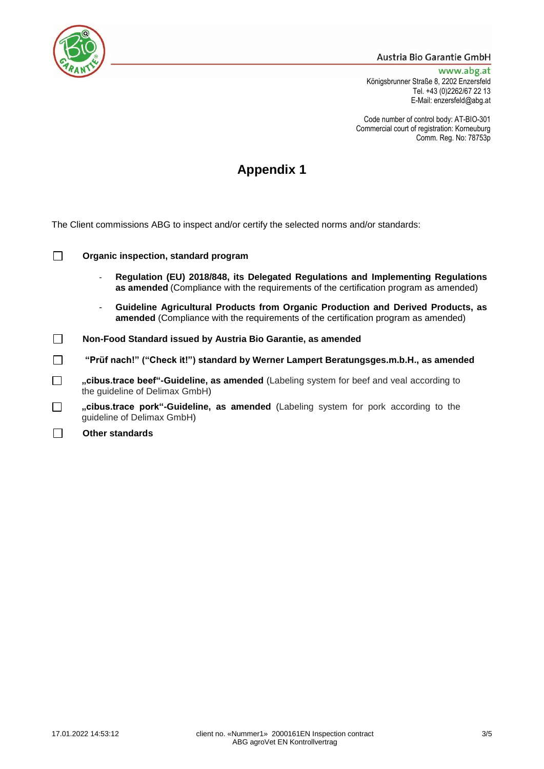Austria Bio Garantie GmbH

www.abg.at
Königsbrunner Straße 8, 2202 Enzersfeld
Tel. +43 (0)2262/67 22 13
E-Mail: enzersfeld@abg.at

Code number of control body: AT-BIO-301
Commercial court of registration: Korneuburg
Comm. Reg. No: 78753p

# Appendix 1

The Client commissions ABG to inspect and/or certify the selected norms and/or standards:

☐ **Organic inspection, standard program**

- **Regulation (EU) 2018/848, its Delegated Regulations and Implementing Regulations as amended** (Compliance with the requirements of the certification program as amended)
- **Guideline Agricultural Products from Organic Production and Derived Products, as amended** (Compliance with the requirements of the certification program as amended)

☐ **Non-Food Standard issued by Austria Bio Garantie, as amended**

☐ **"Prüf nach!" ("Check it!") standard by Werner Lampert Beratungsges.m.b.H., as amended**

☐ **„cibus.trace beef"-Guideline, as amended** (Labeling system for beef and veal according to the guideline of Delimax GmbH)

☐ **„cibus.trace pork"-Guideline, as amended** (Labeling system for pork according to the guideline of Delimax GmbH)

☐ **Other standards**

17.01.2022 14:53:12 client no. «Nummer1» 2000161EN Inspection contract
ABG agroVet EN Kontrollvertrag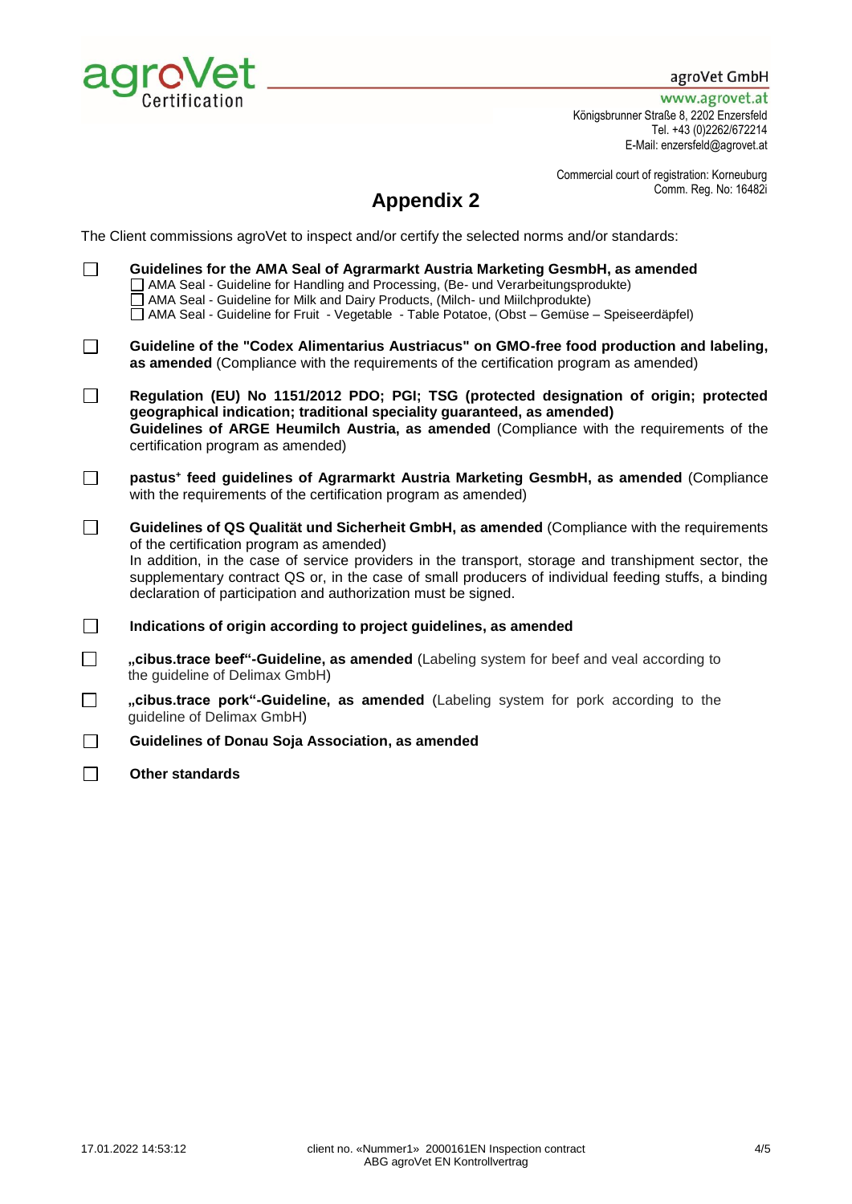# Appendix 2

The Client commissions agroVet to inspect and/or certify the selected norms and/or standards:

- ☐ **Guidelines for the AMA Seal of Agrarmarkt Austria Marketing GesmbH, as amended**
  - ☐ AMA Seal - Guideline for Handling and Processing, (Be- und Verarbeitungsprodukte)
  - ☐ AMA Seal - Guideline for Milk and Dairy Products, (Milch- und Miilchprodukte)
  - ☐ AMA Seal - Guideline for Fruit - Vegetable - Table Potatoe, (Obst – Gemüse – Speiseerdäpfel)
- ☐ **Guideline of the "Codex Alimentarius Austriacus" on GMO-free food production and labeling, as amended** (Compliance with the requirements of the certification program as amended)
- ☐ **Regulation (EU) No 1151/2012 PDO; PGI; TSG (protected designation of origin; protected geographical indication; traditional speciality guaranteed, as amended)**
  **Guidelines of ARGE Heumilch Austria, as amended** (Compliance with the requirements of the certification program as amended)
- ☐ **pastus⁺ feed guidelines of Agrarmarkt Austria Marketing GesmbH, as amended** (Compliance with the requirements of the certification program as amended)
- ☐ **Guidelines of QS Qualität und Sicherheit GmbH, as amended** (Compliance with the requirements of the certification program as amended)
  In addition, in the case of service providers in the transport, storage and transhipment sector, the supplementary contract QS or, in the case of small producers of individual feeding stuffs, a binding declaration of participation and authorization must be signed.
- ☐ **Indications of origin according to project guidelines, as amended**
- ☐ **„cibus.trace beef"-Guideline, as amended** (Labeling system for beef and veal according to the guideline of Delimax GmbH)
- ☐ **„cibus.trace pork"-Guideline, as amended** (Labeling system for pork according to the guideline of Delimax GmbH)
- ☐ **Guidelines of Donau Soja Association, as amended**
- ☐ **Other standards**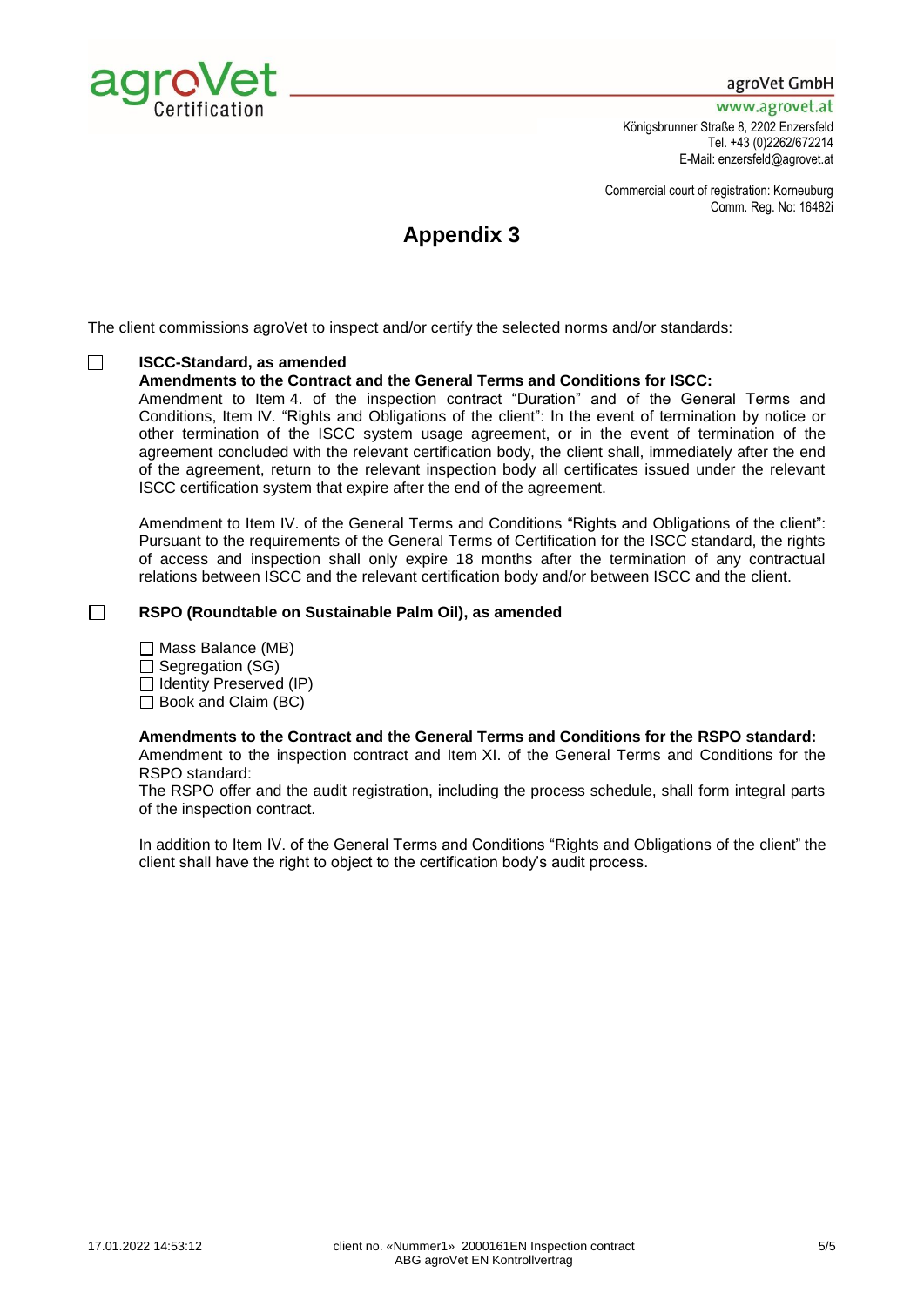agroVet Certification

agroVet GmbH
www.agrovet.at
Königsbrunner Straße 8, 2202 Enzersfeld
Tel. +43 (0)2262/672214
E-Mail: enzersfeld@agrovet.at

Commercial court of registration: Korneuburg
Comm. Reg. No: 16482i

# Appendix 3

The client commissions agroVet to inspect and/or certify the selected norms and/or standards:

☐ **ISCC-Standard, as amended**

**Amendments to the Contract and the General Terms and Conditions for ISCC:**

Amendment to Item 4. of the inspection contract "Duration" and of the General Terms and Conditions, Item IV. "Rights and Obligations of the client": In the event of termination by notice or other termination of the ISCC system usage agreement, or in the event of termination of the agreement concluded with the relevant certification body, the client shall, immediately after the end of the agreement, return to the relevant inspection body all certificates issued under the relevant ISCC certification system that expire after the end of the agreement.

Amendment to Item IV. of the General Terms and Conditions "Rights and Obligations of the client": Pursuant to the requirements of the General Terms of Certification for the ISCC standard, the rights of access and inspection shall only expire 18 months after the termination of any contractual relations between ISCC and the relevant certification body and/or between ISCC and the client.

☐ **RSPO (Roundtable on Sustainable Palm Oil), as amended**

- ☐ Mass Balance (MB)
- ☐ Segregation (SG)
- ☐ Identity Preserved (IP)
- ☐ Book and Claim (BC)

**Amendments to the Contract and the General Terms and Conditions for the RSPO standard:**

Amendment to the inspection contract and Item XI. of the General Terms and Conditions for the RSPO standard:

The RSPO offer and the audit registration, including the process schedule, shall form integral parts of the inspection contract.

In addition to Item IV. of the General Terms and Conditions "Rights and Obligations of the client" the client shall have the right to object to the certification body's audit process.